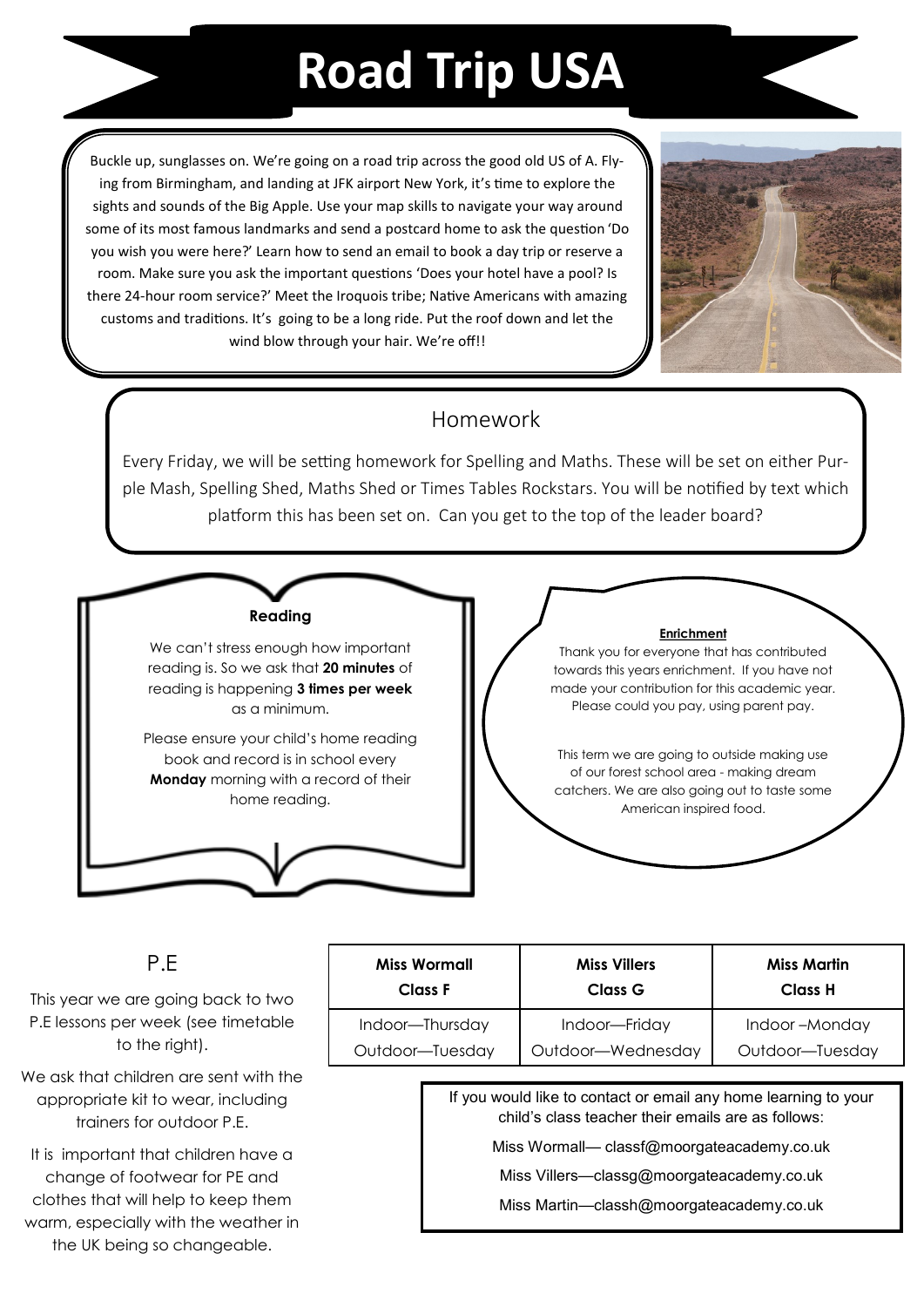# Road Trip USA

Buckle up, sunglasses on. We're going on a road trip across the good old US of A. Flying from Birmingham, and landing at JFK airport New York, it's time to explore the sights and sounds of the Big Apple. Use your map skills to navigate your way around some of its most famous landmarks and send a postcard home to ask the question 'Do you wish you were here?' Learn how to send an email to book a day trip or reserve a room. Make sure you ask the important questions 'Does your hotel have a pool? Is there 24-hour room service?' Meet the Iroquois tribe; Native Americans with amazing customs and traditions. It's going to be a long ride. Put the roof down and let the wind blow through your hair. We're off!!

## Homework

Every Friday, we will be setting homework for Spelling and Maths. These will be set on either Purple Mash, Spelling Shed, Maths Shed or Times Tables Rockstars. You will be notified by text which platform this has been set on. Can you get to the top of the leader board?

### Reading

We can't stress enough how important reading is. So we ask that **20 minutes** of reading is happening **3 times per week** as a minimum.

Please ensure your child's home reading book and record is in school every **Monday** morning with a record of their home reading.

### Enrichment

Thank you for everyone that has contributed towards this years enrichment. If you have not made your contribution for this academic year. Please could you pay, using parent pay.

This term we are going to outside making use of our forest school area - making dream catchers. We are also going out to taste some American inspired food.

## P.E

This year we are going back to two P.E lessons per week (see timetable to the right).

We ask that children are sent with the appropriate kit to wear, including trainers for outdoor P.E.

It is important that children have a change of footwear for PE and clothes that will help to keep them warm, especially with the weather in the UK being so changeable.

| **Miss Wormall**<br>**Class F** | **Miss Villers**<br>**Class G** | **Miss Martin**<br>**Class H** |
|---|---|---|
| Indoor—Thursday<br>Outdoor—Tuesday | Indoor—Friday<br>Outdoor—Wednesday | Indoor –Monday<br>Outdoor—Tuesday |

If you would like to contact or email any home learning to your child's class teacher their emails are as follows:

Miss Wormall— classf@moorgateacademy.co.uk

Miss Villers—classg@moorgateacademy.co.uk

Miss Martin—classh@moorgateacademy.co.uk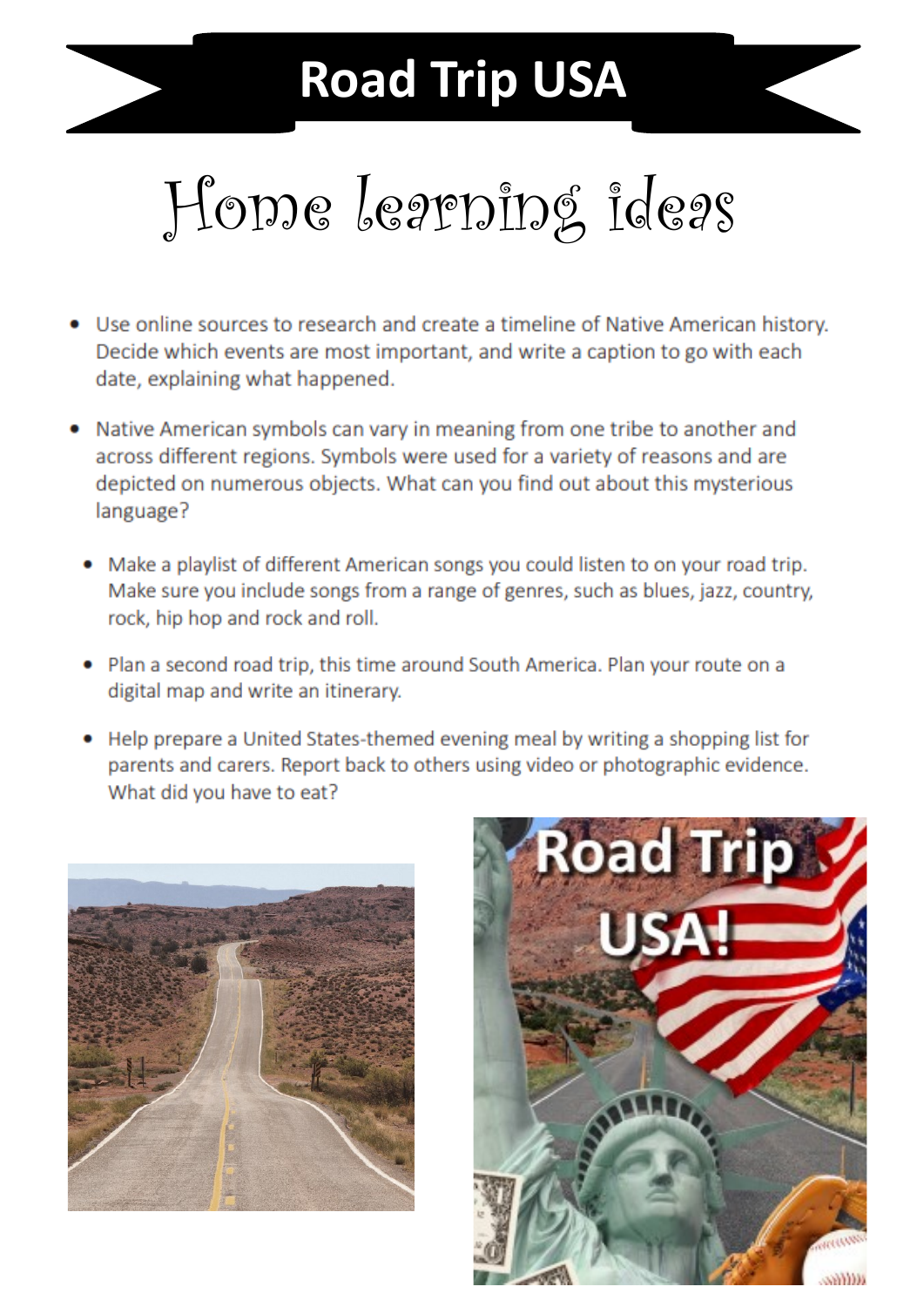# Road Trip USA

## Home learning ideas

- Use online sources to research and create a timeline of Native American history. Decide which events are most important, and write a caption to go with each date, explaining what happened.
- Native American symbols can vary in meaning from one tribe to another and across different regions. Symbols were used for a variety of reasons and are depicted on numerous objects. What can you find out about this mysterious language?
- Make a playlist of different American songs you could listen to on your road trip. Make sure you include songs from a range of genres, such as blues, jazz, country, rock, hip hop and rock and roll.
- Plan a second road trip, this time around South America. Plan your route on a digital map and write an itinerary.
- Help prepare a United States-themed evening meal by writing a shopping list for parents and carers. Report back to others using video or photographic evidence. What did you have to eat?